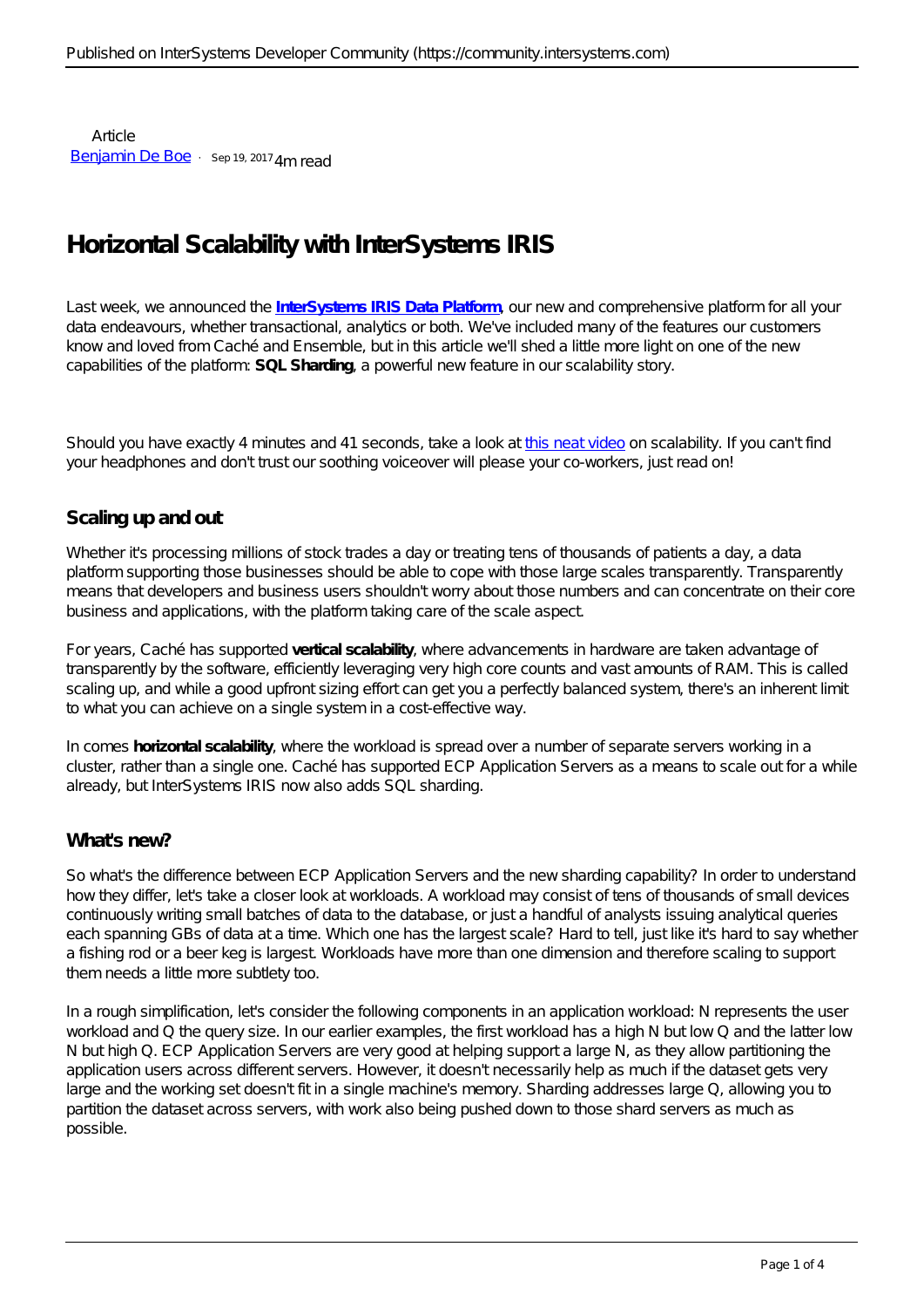Article
[Benjamin De Boe](#) · Sep 19, 2017 4m read

# Horizontal Scalability with InterSystems IRIS

Last week, we announced the **[InterSystems IRIS Data Platform](#)**, our new and comprehensive platform for all your data endeavours, whether transactional, analytics or both. We've included many of the features our customers know and loved from Caché and Ensemble, but in this article we'll shed a little more light on one of the new capabilities of the platform: **SQL Sharding**, a powerful new feature in our scalability story.

Should you have exactly 4 minutes and 41 seconds, take a look at [this neat video](#) on scalability. If you can't find your headphones and don't trust our soothing voiceover will please your co-workers, just read on!

## Scaling up and out

Whether it's processing millions of stock trades a day or treating tens of thousands of patients a day, a data platform supporting those businesses should be able to cope with those large scales transparently. Transparently means that developers and business users shouldn't worry about those numbers and can concentrate on their core business and applications, with the platform taking care of the scale aspect.

For years, Caché has supported **vertical scalability**, where advancements in hardware are taken advantage of transparently by the software, efficiently leveraging very high core counts and vast amounts of RAM. This is called scaling up, and while a good upfront sizing effort can get you a perfectly balanced system, there's an inherent limit to what you can achieve on a single system in a cost-effective way.

In comes **horizontal scalability**, where the workload is spread over a number of separate servers working in a cluster, rather than a single one. Caché has supported ECP Application Servers as a means to scale out for a while already, but InterSystems IRIS now also adds SQL sharding.

## What's new?

So what's the difference between ECP Application Servers and the new sharding capability? In order to understand how they differ, let's take a closer look at workloads. A workload may consist of tens of thousands of small devices continuously writing small batches of data to the database, or just a handful of analysts issuing analytical queries each spanning GBs of data at a time. Which one has the largest scale? Hard to tell, just like it's hard to say whether a fishing rod or a beer keg is largest. Workloads have more than one dimension and therefore scaling to support them needs a little more subtlety too.

In a rough simplification, let's consider the following components in an application workload: N represents the user workload and Q the query size. In our earlier examples, the first workload has a high N but low Q and the latter low N but high Q. ECP Application Servers are very good at helping support a large N, as they allow partitioning the application users across different servers. However, it doesn't necessarily help as much if the dataset gets very large and the working set doesn't fit in a single machine's memory. Sharding addresses large Q, allowing you to partition the dataset across servers, with work also being pushed down to those shard servers as much as possible.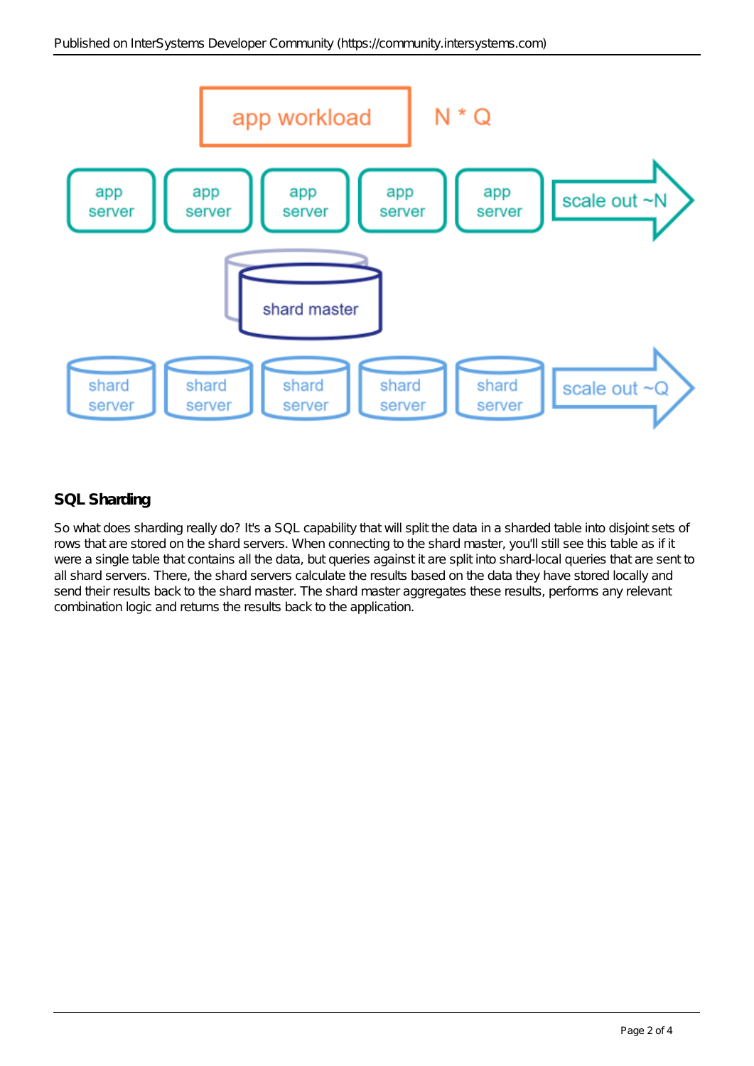## SQL Sharding

So what does sharding really do? It's a SQL capability that will split the data in a sharded table into disjoint sets of rows that are stored on the shard servers. When connecting to the shard master, you'll still see this table as if it were a single table that contains all the data, but queries against it are split into shard-local queries that are sent to all shard servers. There, the shard servers calculate the results based on the data they have stored locally and send their results back to the shard master. The shard master aggregates these results, performs any relevant combination logic and returns the results back to the application.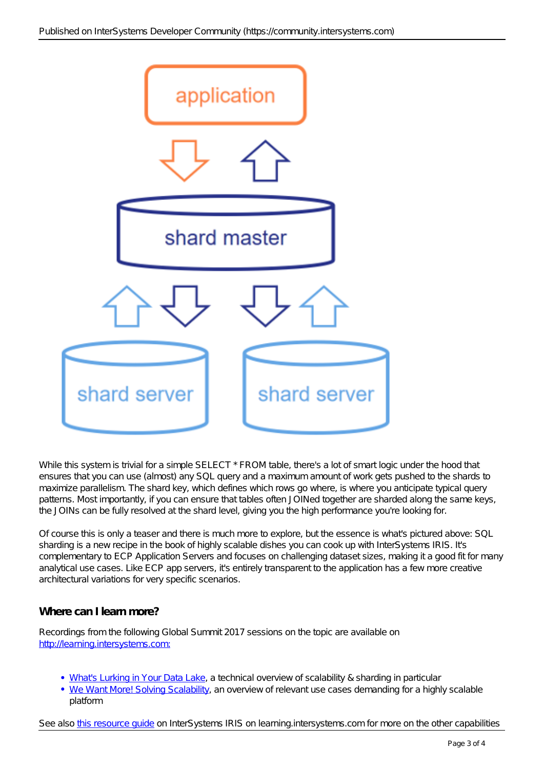While this system is trivial for a simple SELECT * FROM table, there's a lot of smart logic under the hood that ensures that you can use (almost) any SQL query and a maximum amount of work gets pushed to the shards to maximize parallelism. The shard key, which defines which rows go where, is where you anticipate typical query patterns. Most importantly, if you can ensure that tables often JOINed together are sharded along the same keys, the JOINs can be fully resolved at the shard level, giving you the high performance you're looking for.

Of course this is only a teaser and there is much more to explore, but the essence is what's pictured above: SQL sharding is a new recipe in the book of highly scalable dishes you can cook up with InterSystems IRIS. It's complementary to ECP Application Servers and focuses on challenging dataset sizes, making it a good fit for many analytical use cases. Like ECP app servers, it's entirely transparent to the application has a few more creative architectural variations for very specific scenarios.

## Where can I learn more?

Recordings from the following Global Summit 2017 sessions on the topic are available on http://learning.intersystems.com:

- What's Lurking in Your Data Lake, a technical overview of scalability & sharding in particular
- We Want More! Solving Scalability, an overview of relevant use cases demanding for a highly scalable platform

See also this resource guide on InterSystems IRIS on learning.intersystems.com for more on the other capabilities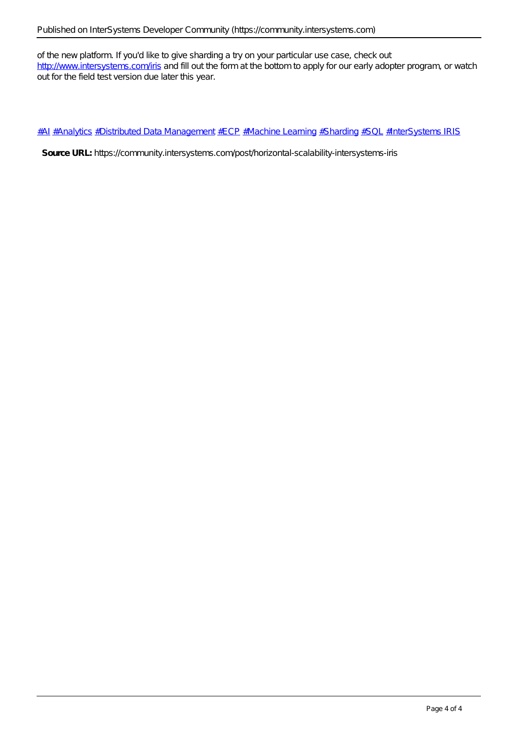of the new platform. If you'd like to give sharding a try on your particular use case, check out [http://www.intersystems.com/iris](http://www.intersystems.com/iris) and fill out the form at the bottom to apply for our early adopter program, or watch out for the field test version due later this year.

#AI #Analytics #Distributed Data Management #ECP #Machine Learning #Sharding #SQL #InterSystems IRIS

**Source URL:** https://community.intersystems.com/post/horizontal-scalability-intersystems-iris